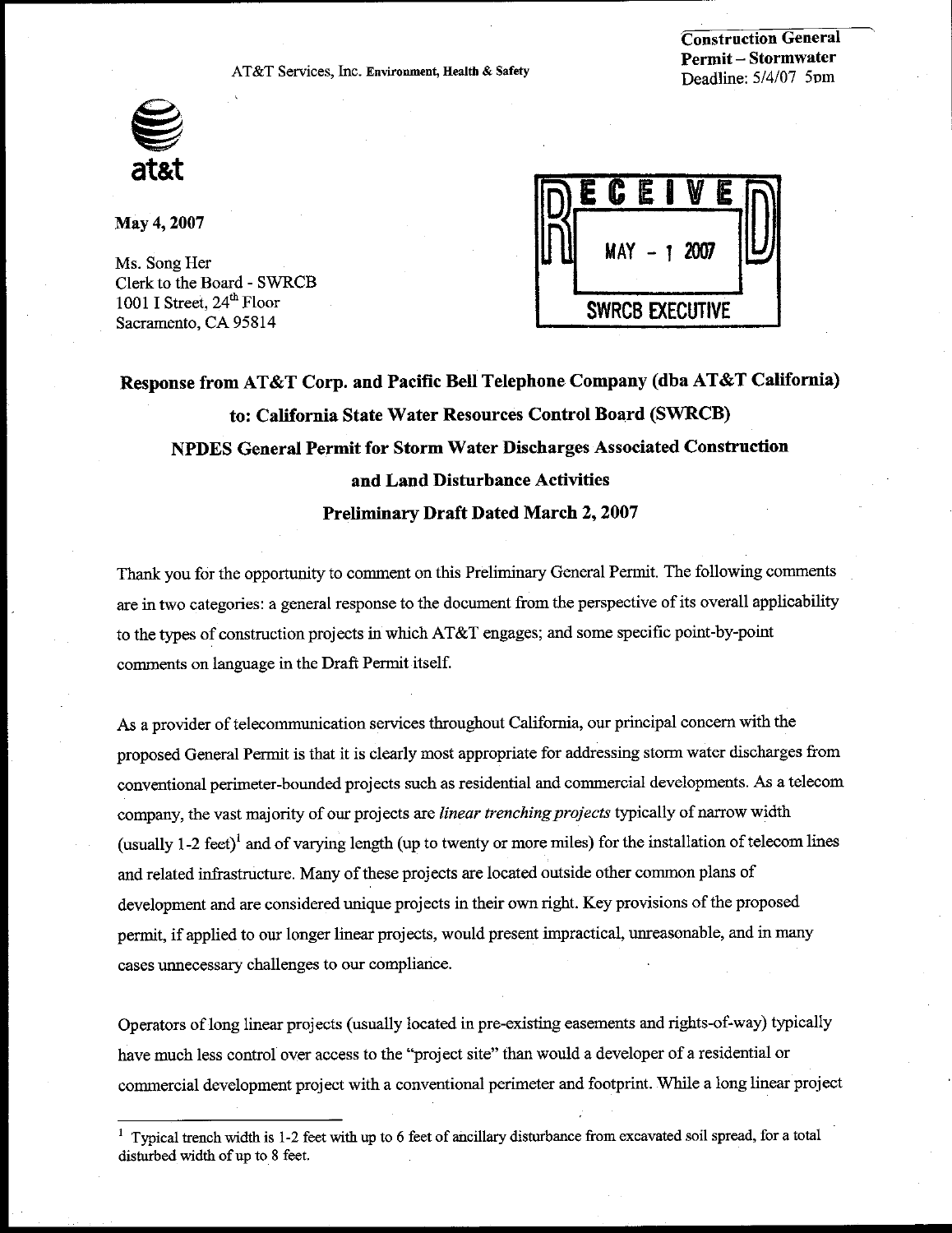AT&T Services, Inc. Environment, Health & Safety

**Construction General Permit – Stormwater**
Deadline: 5/4/07 5pm

at&t

**May 4, 2007**

RECEIVED
MAY - 1 2007
SWRCB EXECUTIVE

Ms. Song Her
Clerk to the Board - SWRCB
1001 I Street, 24th Floor
Sacramento, CA 95814

## Response from AT&T Corp. and Pacific Bell Telephone Company (dba AT&T California) to: California State Water Resources Control Board (SWRCB) NPDES General Permit for Storm Water Discharges Associated Construction and Land Disturbance Activities Preliminary Draft Dated March 2, 2007

Thank you for the opportunity to comment on this Preliminary General Permit. The following comments are in two categories: a general response to the document from the perspective of its overall applicability to the types of construction projects in which AT&T engages; and some specific point-by-point comments on language in the Draft Permit itself.

As a provider of telecommunication services throughout California, our principal concern with the proposed General Permit is that it is clearly most appropriate for addressing storm water discharges from conventional perimeter-bounded projects such as residential and commercial developments. As a telecom company, the vast majority of our projects are *linear trenching projects* typically of narrow width (usually 1-2 feet)[1] and of varying length (up to twenty or more miles) for the installation of telecom lines and related infrastructure. Many of these projects are located outside other common plans of development and are considered unique projects in their own right. Key provisions of the proposed permit, if applied to our longer linear projects, would present impractical, unreasonable, and in many cases unnecessary challenges to our compliance.

Operators of long linear projects (usually located in pre-existing easements and rights-of-way) typically have much less control over access to the "project site" than would a developer of a residential or commercial development project with a conventional perimeter and footprint. While a long linear project

[1] Typical trench width is 1-2 feet with up to 6 feet of ancillary disturbance from excavated soil spread, for a total disturbed width of up to 8 feet.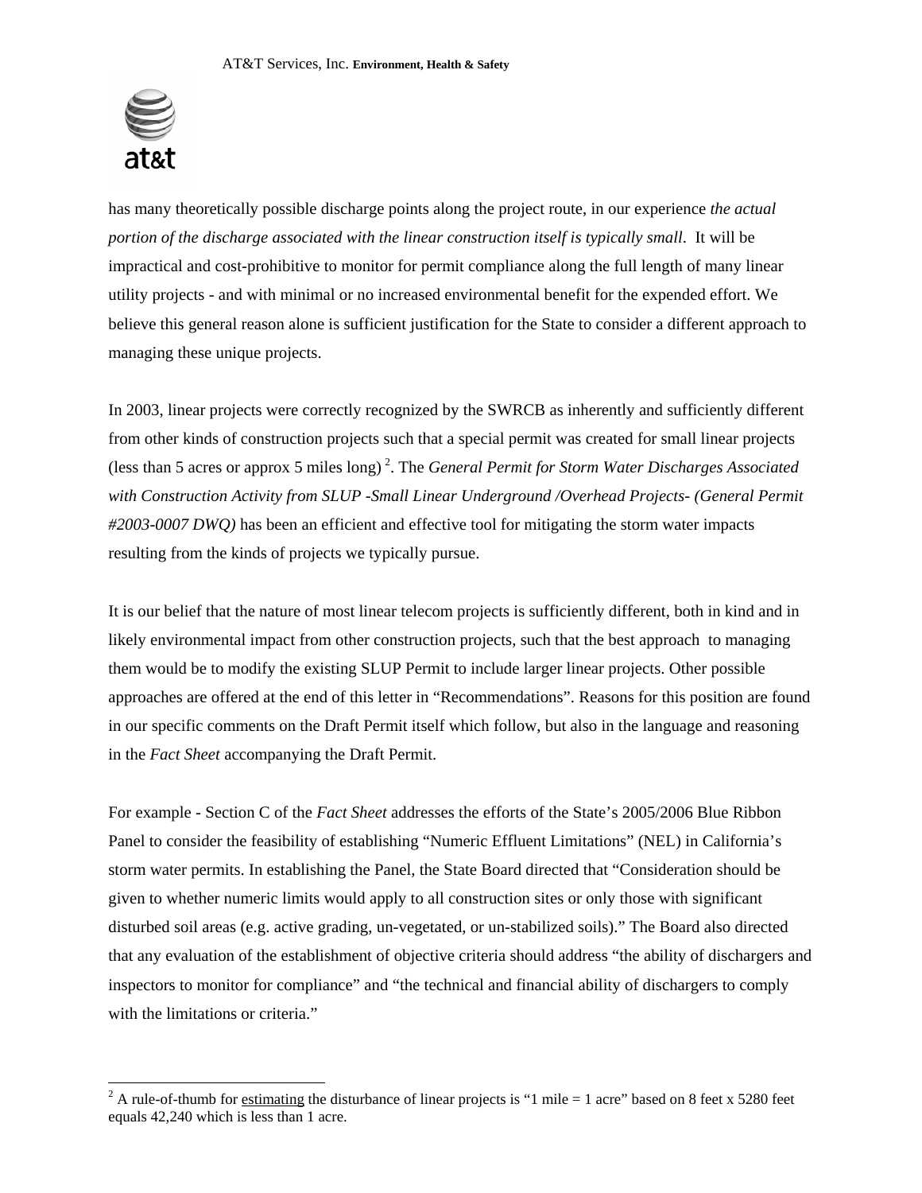has many theoretically possible discharge points along the project route, in our experience *the actual portion of the discharge associated with the linear construction itself is typically small*. It will be impractical and cost-prohibitive to monitor for permit compliance along the full length of many linear utility projects - and with minimal or no increased environmental benefit for the expended effort. We believe this general reason alone is sufficient justification for the State to consider a different approach to managing these unique projects.

In 2003, linear projects were correctly recognized by the SWRCB as inherently and sufficiently different from other kinds of construction projects such that a special permit was created for small linear projects (less than 5 acres or approx 5 miles long) [2]. The *General Permit for Storm Water Discharges Associated with Construction Activity from SLUP -Small Linear Underground /Overhead Projects- (General Permit #2003-0007 DWQ)* has been an efficient and effective tool for mitigating the storm water impacts resulting from the kinds of projects we typically pursue.

It is our belief that the nature of most linear telecom projects is sufficiently different, both in kind and in likely environmental impact from other construction projects, such that the best approach to managing them would be to modify the existing SLUP Permit to include larger linear projects. Other possible approaches are offered at the end of this letter in "Recommendations". Reasons for this position are found in our specific comments on the Draft Permit itself which follow, but also in the language and reasoning in the *Fact Sheet* accompanying the Draft Permit.

For example - Section C of the *Fact Sheet* addresses the efforts of the State's 2005/2006 Blue Ribbon Panel to consider the feasibility of establishing "Numeric Effluent Limitations" (NEL) in California's storm water permits. In establishing the Panel, the State Board directed that "Consideration should be given to whether numeric limits would apply to all construction sites or only those with significant disturbed soil areas (e.g. active grading, un-vegetated, or un-stabilized soils)." The Board also directed that any evaluation of the establishment of objective criteria should address "the ability of dischargers and inspectors to monitor for compliance" and "the technical and financial ability of dischargers to comply with the limitations or criteria."

[2] A rule-of-thumb for estimating the disturbance of linear projects is "1 mile = 1 acre" based on 8 feet x 5280 feet equals 42,240 which is less than 1 acre.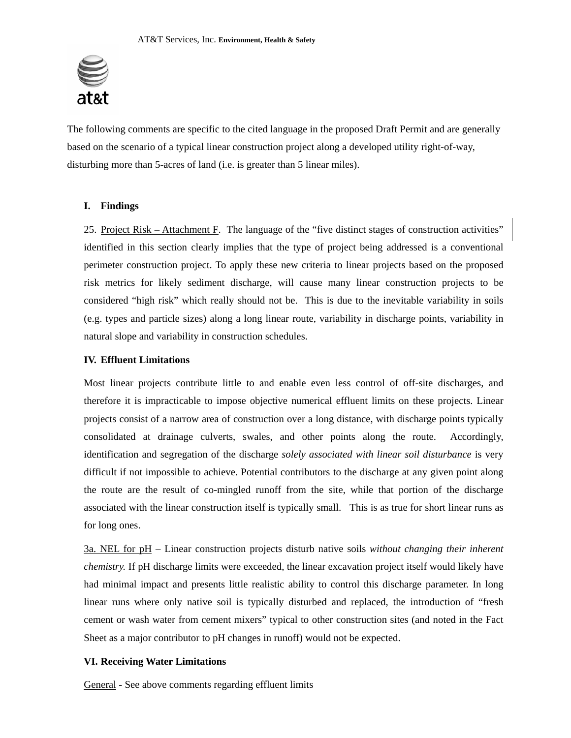AT&T Services, Inc. **Environment, Health & Safety**

The following comments are specific to the cited language in the proposed Draft Permit and are generally based on the scenario of a typical linear construction project along a developed utility right-of-way, disturbing more than 5-acres of land (i.e. is greater than 5 linear miles).

## I. Findings

25. Project Risk – Attachment F. The language of the "five distinct stages of construction activities" identified in this section clearly implies that the type of project being addressed is a conventional perimeter construction project. To apply these new criteria to linear projects based on the proposed risk metrics for likely sediment discharge, will cause many linear construction projects to be considered "high risk" which really should not be. This is due to the inevitable variability in soils (e.g. types and particle sizes) along a long linear route, variability in discharge points, variability in natural slope and variability in construction schedules.

## IV. Effluent Limitations

Most linear projects contribute little to and enable even less control of off-site discharges, and therefore it is impracticable to impose objective numerical effluent limits on these projects. Linear projects consist of a narrow area of construction over a long distance, with discharge points typically consolidated at drainage culverts, swales, and other points along the route. Accordingly, identification and segregation of the discharge *solely associated with linear soil disturbance* is very difficult if not impossible to achieve. Potential contributors to the discharge at any given point along the route are the result of co-mingled runoff from the site, while that portion of the discharge associated with the linear construction itself is typically small. This is as true for short linear runs as for long ones.

3a. NEL for pH – Linear construction projects disturb native soils *without changing their inherent chemistry.* If pH discharge limits were exceeded, the linear excavation project itself would likely have had minimal impact and presents little realistic ability to control this discharge parameter. In long linear runs where only native soil is typically disturbed and replaced, the introduction of "fresh cement or wash water from cement mixers" typical to other construction sites (and noted in the Fact Sheet as a major contributor to pH changes in runoff) would not be expected.

## VI. Receiving Water Limitations

General - See above comments regarding effluent limits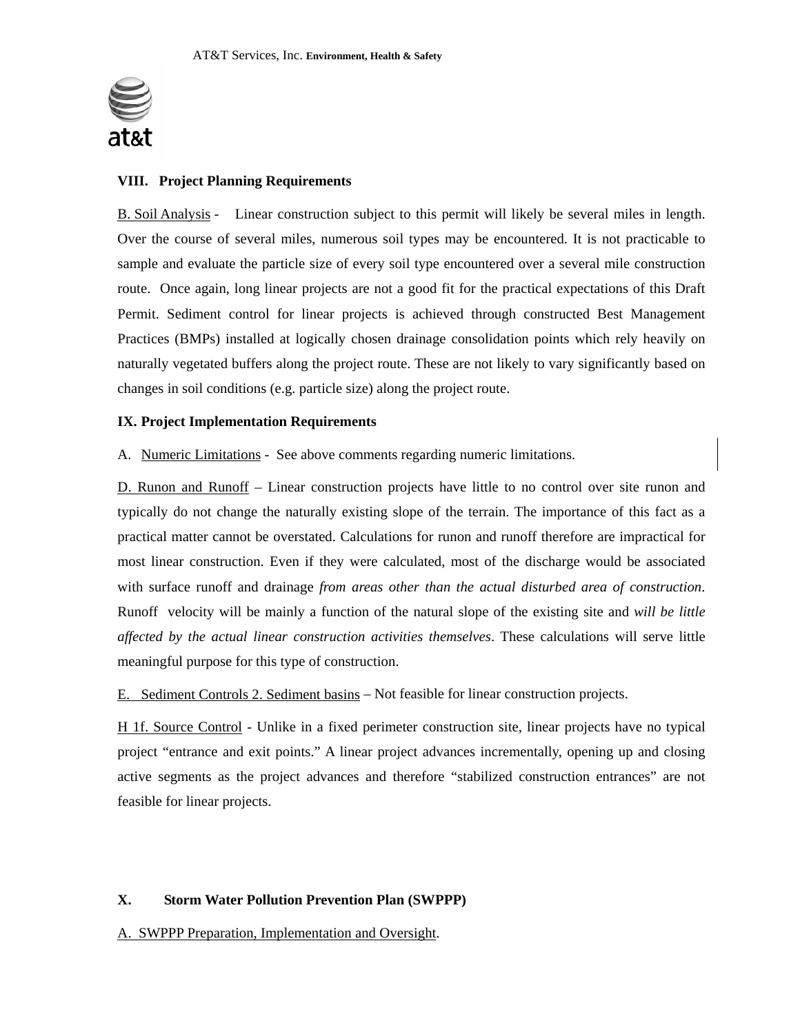### VIII. Project Planning Requirements

B. Soil Analysis - Linear construction subject to this permit will likely be several miles in length. Over the course of several miles, numerous soil types may be encountered. It is not practicable to sample and evaluate the particle size of every soil type encountered over a several mile construction route. Once again, long linear projects are not a good fit for the practical expectations of this Draft Permit. Sediment control for linear projects is achieved through constructed Best Management Practices (BMPs) installed at logically chosen drainage consolidation points which rely heavily on naturally vegetated buffers along the project route. These are not likely to vary significantly based on changes in soil conditions (e.g. particle size) along the project route.

### IX. Project Implementation Requirements

A. Numeric Limitations - See above comments regarding numeric limitations.

D. Runon and Runoff – Linear construction projects have little to no control over site runon and typically do not change the naturally existing slope of the terrain. The importance of this fact as a practical matter cannot be overstated. Calculations for runon and runoff therefore are impractical for most linear construction. Even if they were calculated, most of the discharge would be associated with surface runoff and drainage *from areas other than the actual disturbed area of construction*. Runoff velocity will be mainly a function of the natural slope of the existing site and *will be little affected by the actual linear construction activities themselves*. These calculations will serve little meaningful purpose for this type of construction.

E. Sediment Controls 2. Sediment basins – Not feasible for linear construction projects.

H 1f. Source Control - Unlike in a fixed perimeter construction site, linear projects have no typical project "entrance and exit points." A linear project advances incrementally, opening up and closing active segments as the project advances and therefore "stabilized construction entrances" are not feasible for linear projects.

### X. Storm Water Pollution Prevention Plan (SWPPP)

A. SWPPP Preparation, Implementation and Oversight.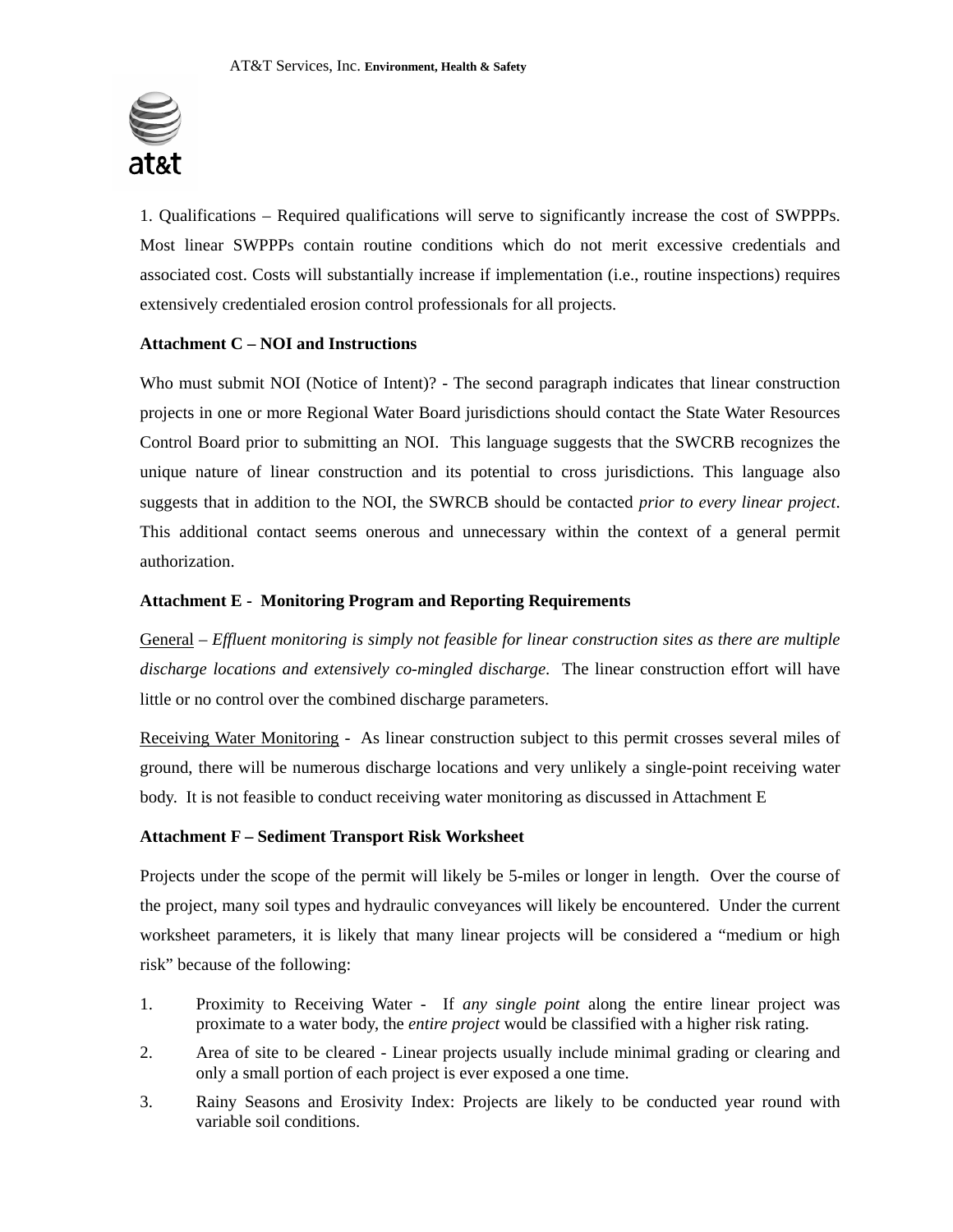1. Qualifications – Required qualifications will serve to significantly increase the cost of SWPPPs. Most linear SWPPPs contain routine conditions which do not merit excessive credentials and associated cost. Costs will substantially increase if implementation (i.e., routine inspections) requires extensively credentialed erosion control professionals for all projects.

**Attachment C – NOI and Instructions**

Who must submit NOI (Notice of Intent)? - The second paragraph indicates that linear construction projects in one or more Regional Water Board jurisdictions should contact the State Water Resources Control Board prior to submitting an NOI. This language suggests that the SWCRB recognizes the unique nature of linear construction and its potential to cross jurisdictions. This language also suggests that in addition to the NOI, the SWRCB should be contacted *prior to every linear project*. This additional contact seems onerous and unnecessary within the context of a general permit authorization.

**Attachment E - Monitoring Program and Reporting Requirements**

General – *Effluent monitoring is simply not feasible for linear construction sites as there are multiple discharge locations and extensively co-mingled discharge*. The linear construction effort will have little or no control over the combined discharge parameters.

Receiving Water Monitoring - As linear construction subject to this permit crosses several miles of ground, there will be numerous discharge locations and very unlikely a single-point receiving water body. It is not feasible to conduct receiving water monitoring as discussed in Attachment E

**Attachment F – Sediment Transport Risk Worksheet**

Projects under the scope of the permit will likely be 5-miles or longer in length. Over the course of the project, many soil types and hydraulic conveyances will likely be encountered. Under the current worksheet parameters, it is likely that many linear projects will be considered a "medium or high risk" because of the following:

1. Proximity to Receiving Water - If *any single point* along the entire linear project was proximate to a water body, the *entire project* would be classified with a higher risk rating.
2. Area of site to be cleared - Linear projects usually include minimal grading or clearing and only a small portion of each project is ever exposed a one time.
3. Rainy Seasons and Erosivity Index: Projects are likely to be conducted year round with variable soil conditions.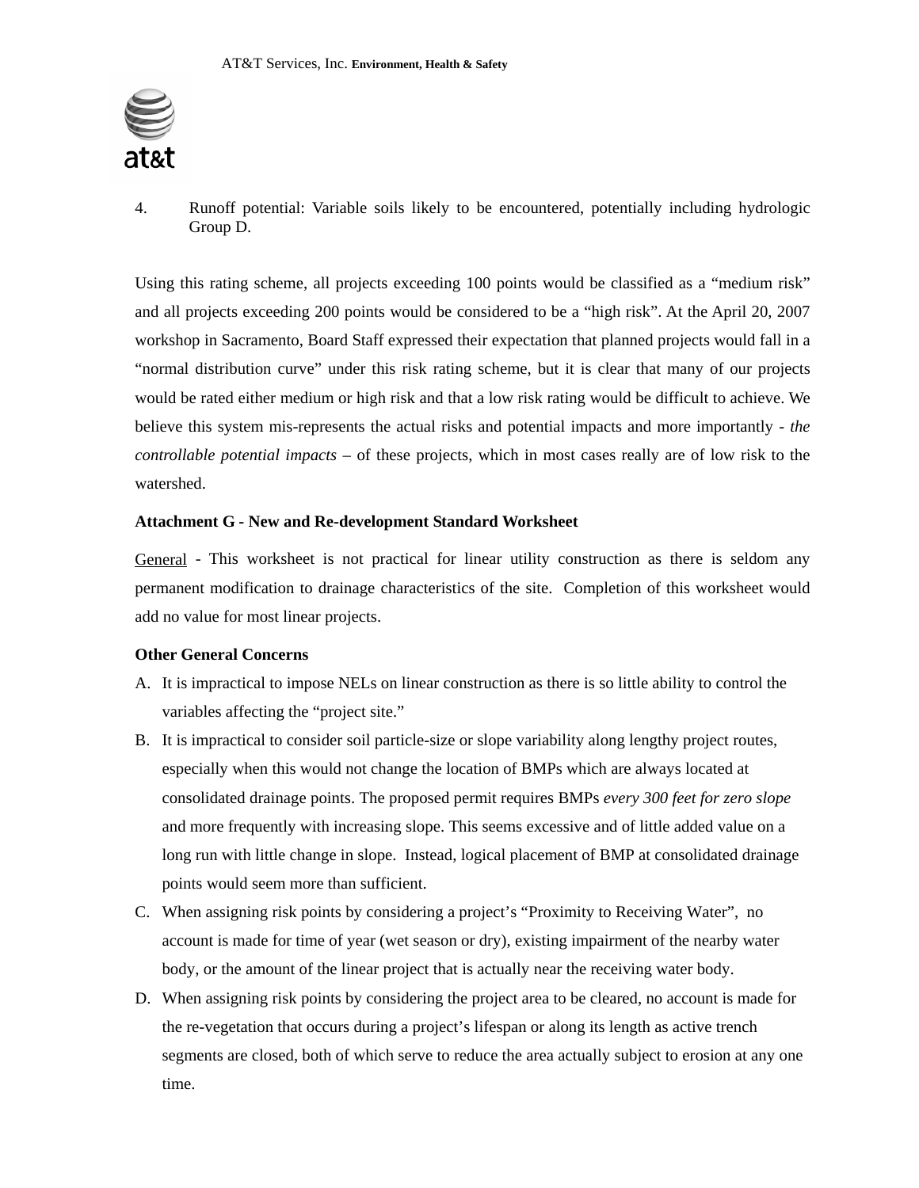4. Runoff potential: Variable soils likely to be encountered, potentially including hydrologic Group D.

Using this rating scheme, all projects exceeding 100 points would be classified as a "medium risk" and all projects exceeding 200 points would be considered to be a "high risk". At the April 20, 2007 workshop in Sacramento, Board Staff expressed their expectation that planned projects would fall in a "normal distribution curve" under this risk rating scheme, but it is clear that many of our projects would be rated either medium or high risk and that a low risk rating would be difficult to achieve. We believe this system mis-represents the actual risks and potential impacts and more importantly - *the controllable potential impacts* – of these projects, which in most cases really are of low risk to the watershed.

**Attachment G - New and Re-development Standard Worksheet**

General - This worksheet is not practical for linear utility construction as there is seldom any permanent modification to drainage characteristics of the site. Completion of this worksheet would add no value for most linear projects.

**Other General Concerns**

A. It is impractical to impose NELs on linear construction as there is so little ability to control the variables affecting the "project site."
B. It is impractical to consider soil particle-size or slope variability along lengthy project routes, especially when this would not change the location of BMPs which are always located at consolidated drainage points. The proposed permit requires BMPs *every 300 feet for zero slope* and more frequently with increasing slope. This seems excessive and of little added value on a long run with little change in slope. Instead, logical placement of BMP at consolidated drainage points would seem more than sufficient.
C. When assigning risk points by considering a project's "Proximity to Receiving Water", no account is made for time of year (wet season or dry), existing impairment of the nearby water body, or the amount of the linear project that is actually near the receiving water body.
D. When assigning risk points by considering the project area to be cleared, no account is made for the re-vegetation that occurs during a project's lifespan or along its length as active trench segments are closed, both of which serve to reduce the area actually subject to erosion at any one time.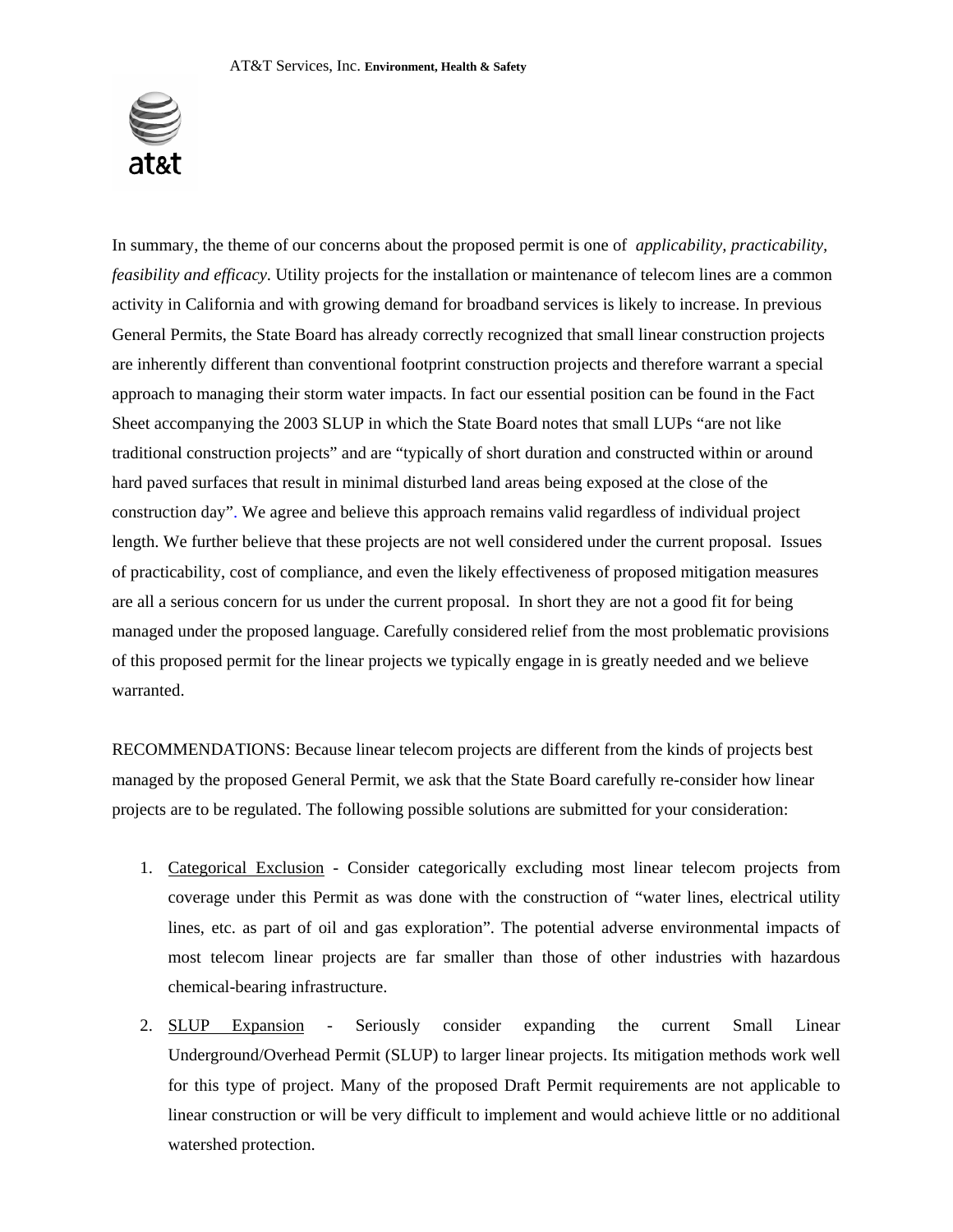In summary, the theme of our concerns about the proposed permit is one of *applicability, practicability, feasibility and efficacy*. Utility projects for the installation or maintenance of telecom lines are a common activity in California and with growing demand for broadband services is likely to increase. In previous General Permits, the State Board has already correctly recognized that small linear construction projects are inherently different than conventional footprint construction projects and therefore warrant a special approach to managing their storm water impacts. In fact our essential position can be found in the Fact Sheet accompanying the 2003 SLUP in which the State Board notes that small LUPs "are not like traditional construction projects" and are "typically of short duration and constructed within or around hard paved surfaces that result in minimal disturbed land areas being exposed at the close of the construction day". We agree and believe this approach remains valid regardless of individual project length. We further believe that these projects are not well considered under the current proposal. Issues of practicability, cost of compliance, and even the likely effectiveness of proposed mitigation measures are all a serious concern for us under the current proposal. In short they are not a good fit for being managed under the proposed language. Carefully considered relief from the most problematic provisions of this proposed permit for the linear projects we typically engage in is greatly needed and we believe warranted.

RECOMMENDATIONS: Because linear telecom projects are different from the kinds of projects best managed by the proposed General Permit, we ask that the State Board carefully re-consider how linear projects are to be regulated. The following possible solutions are submitted for your consideration:

1. Categorical Exclusion - Consider categorically excluding most linear telecom projects from coverage under this Permit as was done with the construction of "water lines, electrical utility lines, etc. as part of oil and gas exploration". The potential adverse environmental impacts of most telecom linear projects are far smaller than those of other industries with hazardous chemical-bearing infrastructure.
2. SLUP Expansion - Seriously consider expanding the current Small Linear Underground/Overhead Permit (SLUP) to larger linear projects. Its mitigation methods work well for this type of project. Many of the proposed Draft Permit requirements are not applicable to linear construction or will be very difficult to implement and would achieve little or no additional watershed protection.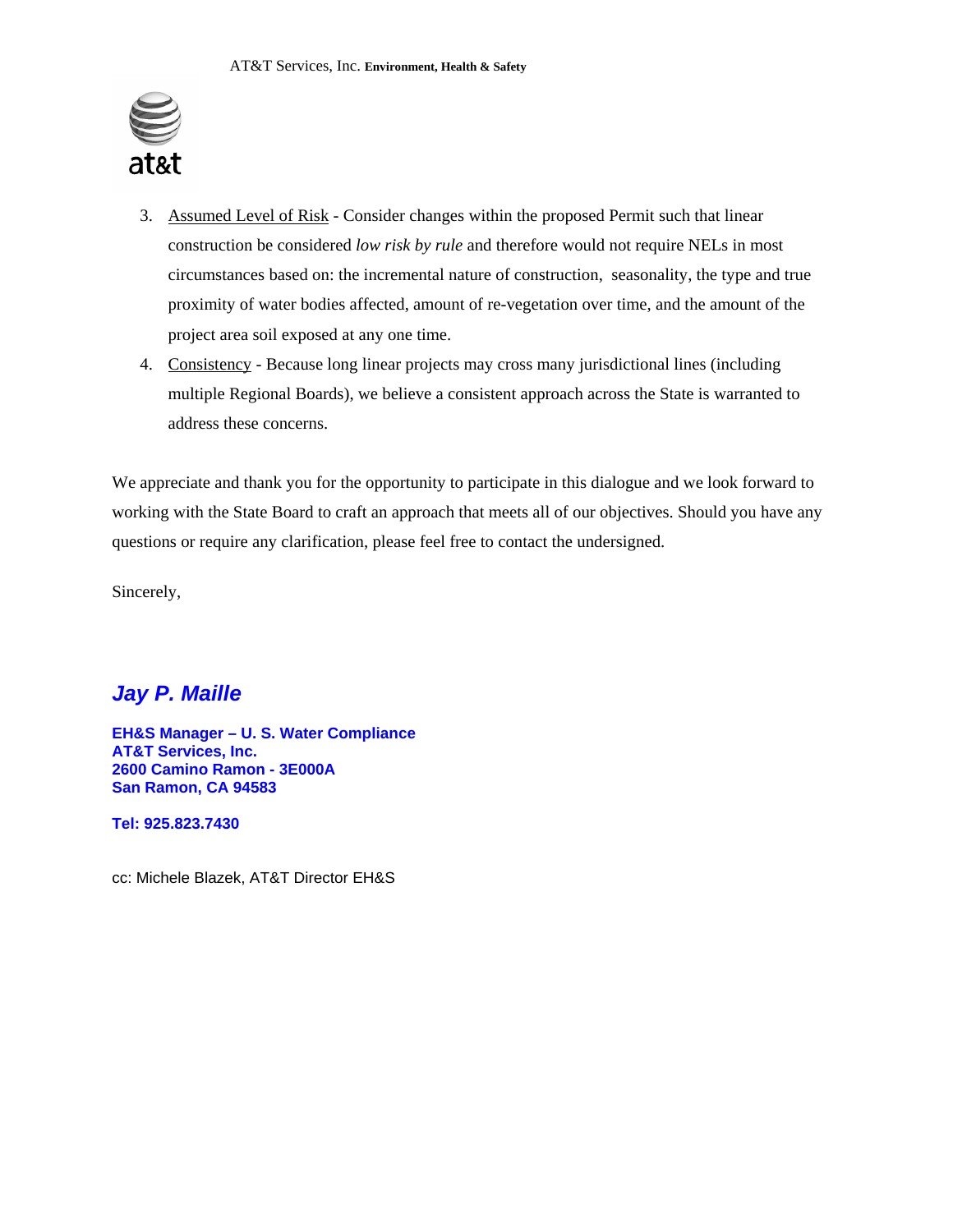3. Assumed Level of Risk - Consider changes within the proposed Permit such that linear construction be considered *low risk by rule* and therefore would not require NELs in most circumstances based on: the incremental nature of construction, seasonality, the type and true proximity of water bodies affected, amount of re-vegetation over time, and the amount of the project area soil exposed at any one time.
4. Consistency - Because long linear projects may cross many jurisdictional lines (including multiple Regional Boards), we believe a consistent approach across the State is warranted to address these concerns.

We appreciate and thank you for the opportunity to participate in this dialogue and we look forward to working with the State Board to craft an approach that meets all of our objectives. Should you have any questions or require any clarification, please feel free to contact the undersigned.

Sincerely,

***Jay P. Maille***

**EH&S Manager – U. S. Water Compliance**
**AT&T Services, Inc.**
**2600 Camino Ramon - 3E000A**
**San Ramon, CA 94583**

**Tel: 925.823.7430**

cc: Michele Blazek, AT&T Director EH&S